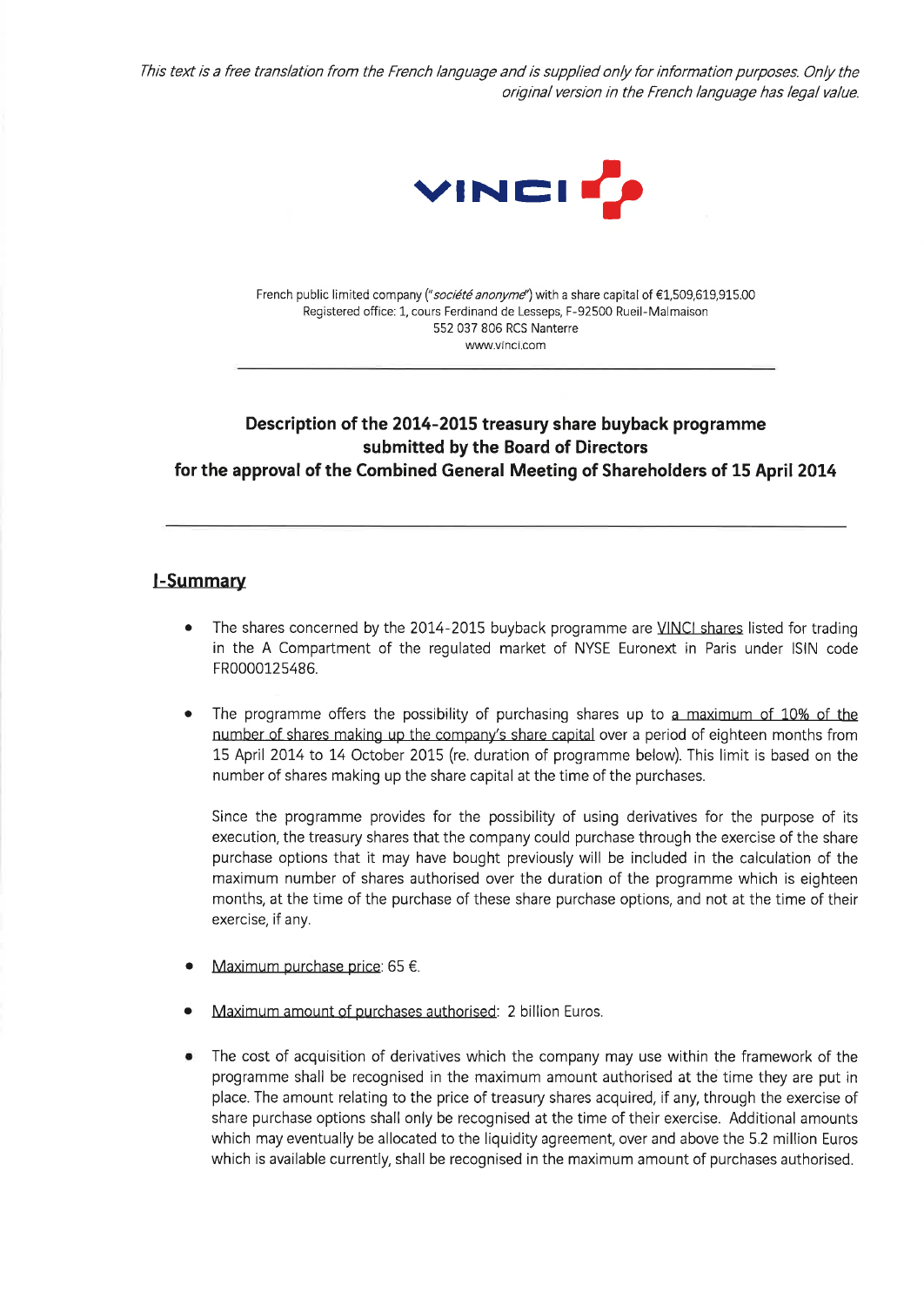*This text is a free translation from the French language and is supplied only for information purposes. Only the original version in the French language has legal value.*

VINCI

French public limited company (*"société anonyme"*) with a share capital of €1,509,619,915.00
Registered office: 1, cours Ferdinand de Lesseps, F-92500 Rueil-Malmaison
552 037 806 RCS Nanterre
www.vinci.com

---

**Description of the 2014-2015 treasury share buyback programme submitted by the Board of Directors for the approval of the Combined General Meeting of Shareholders of 15 April 2014**

---

## I-Summary

- The shares concerned by the 2014-2015 buyback programme are VINCI shares listed for trading in the A Compartment of the regulated market of NYSE Euronext in Paris under ISIN code FR0000125486.

- The programme offers the possibility of purchasing shares up to a maximum of 10% of the number of shares making up the company's share capital over a period of eighteen months from 15 April 2014 to 14 October 2015 (re. duration of programme below). This limit is based on the number of shares making up the share capital at the time of the purchases.

  Since the programme provides for the possibility of using derivatives for the purpose of its execution, the treasury shares that the company could purchase through the exercise of the share purchase options that it may have bought previously will be included in the calculation of the maximum number of shares authorised over the duration of the programme which is eighteen months, at the time of the purchase of these share purchase options, and not at the time of their exercise, if any.

- Maximum purchase price: 65 €.

- Maximum amount of purchases authorised: 2 billion Euros.

- The cost of acquisition of derivatives which the company may use within the framework of the programme shall be recognised in the maximum amount authorised at the time they are put in place. The amount relating to the price of treasury shares acquired, if any, through the exercise of share purchase options shall only be recognised at the time of their exercise. Additional amounts which may eventually be allocated to the liquidity agreement, over and above the 5.2 million Euros which is available currently, shall be recognised in the maximum amount of purchases authorised.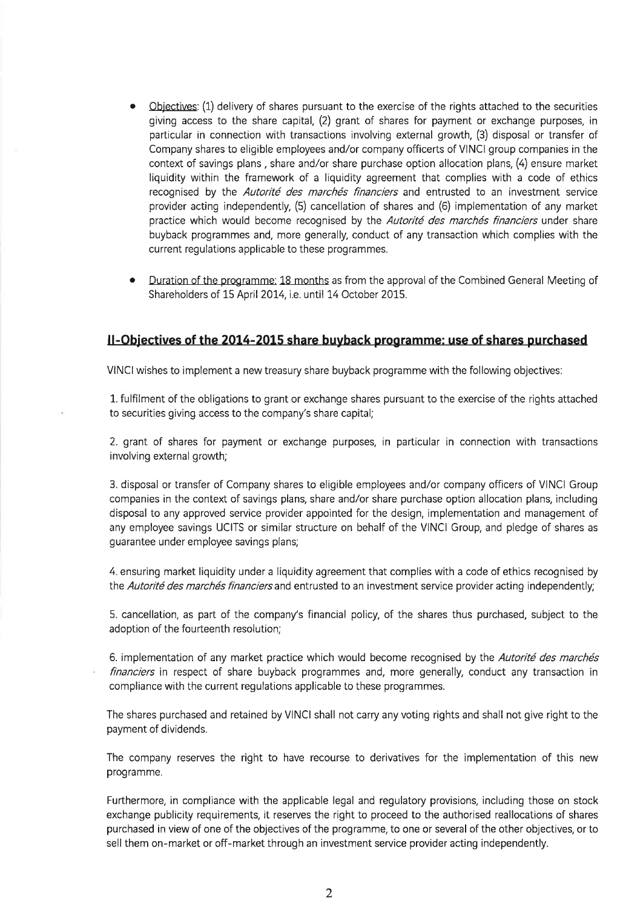- Objectives: (1) delivery of shares pursuant to the exercise of the rights attached to the securities giving access to the share capital, (2) grant of shares for payment or exchange purposes, in particular in connection with transactions involving external growth, (3) disposal or transfer of Company shares to eligible employees and/or company officerts of VINCI group companies in the context of savings plans , share and/or share purchase option allocation plans, (4) ensure market liquidity within the framework of a liquidity agreement that complies with a code of ethics recognised by the *Autorité des marchés financiers* and entrusted to an investment service provider acting independently, (5) cancellation of shares and (6) implementation of any market practice which would become recognised by the *Autorité des marchés financiers* under share buyback programmes and, more generally, conduct of any transaction which complies with the current regulations applicable to these programmes.

- Duration of the programme: 18 months as from the approval of the Combined General Meeting of Shareholders of 15 April 2014, i.e. until 14 October 2015.

## II-Objectives of the 2014-2015 share buyback programme: use of shares purchased

VINCI wishes to implement a new treasury share buyback programme with the following objectives:

1. fulfilment of the obligations to grant or exchange shares pursuant to the exercise of the rights attached to securities giving access to the company's share capital;

2. grant of shares for payment or exchange purposes, in particular in connection with transactions involving external growth;

3. disposal or transfer of Company shares to eligible employees and/or company officers of VINCI Group companies in the context of savings plans, share and/or share purchase option allocation plans, including disposal to any approved service provider appointed for the design, implementation and management of any employee savings UCITS or similar structure on behalf of the VINCI Group, and pledge of shares as guarantee under employee savings plans;

4. ensuring market liquidity under a liquidity agreement that complies with a code of ethics recognised by the *Autorité des marchés financiers* and entrusted to an investment service provider acting independently;

5. cancellation, as part of the company's financial policy, of the shares thus purchased, subject to the adoption of the fourteenth resolution;

6. implementation of any market practice which would become recognised by the *Autorité des marchés financiers* in respect of share buyback programmes and, more generally, conduct any transaction in compliance with the current regulations applicable to these programmes.

The shares purchased and retained by VINCI shall not carry any voting rights and shall not give right to the payment of dividends.

The company reserves the right to have recourse to derivatives for the implementation of this new programme.

Furthermore, in compliance with the applicable legal and regulatory provisions, including those on stock exchange publicity requirements, it reserves the right to proceed to the authorised reallocations of shares purchased in view of one of the objectives of the programme, to one or several of the other objectives, or to sell them on-market or off-market through an investment service provider acting independently.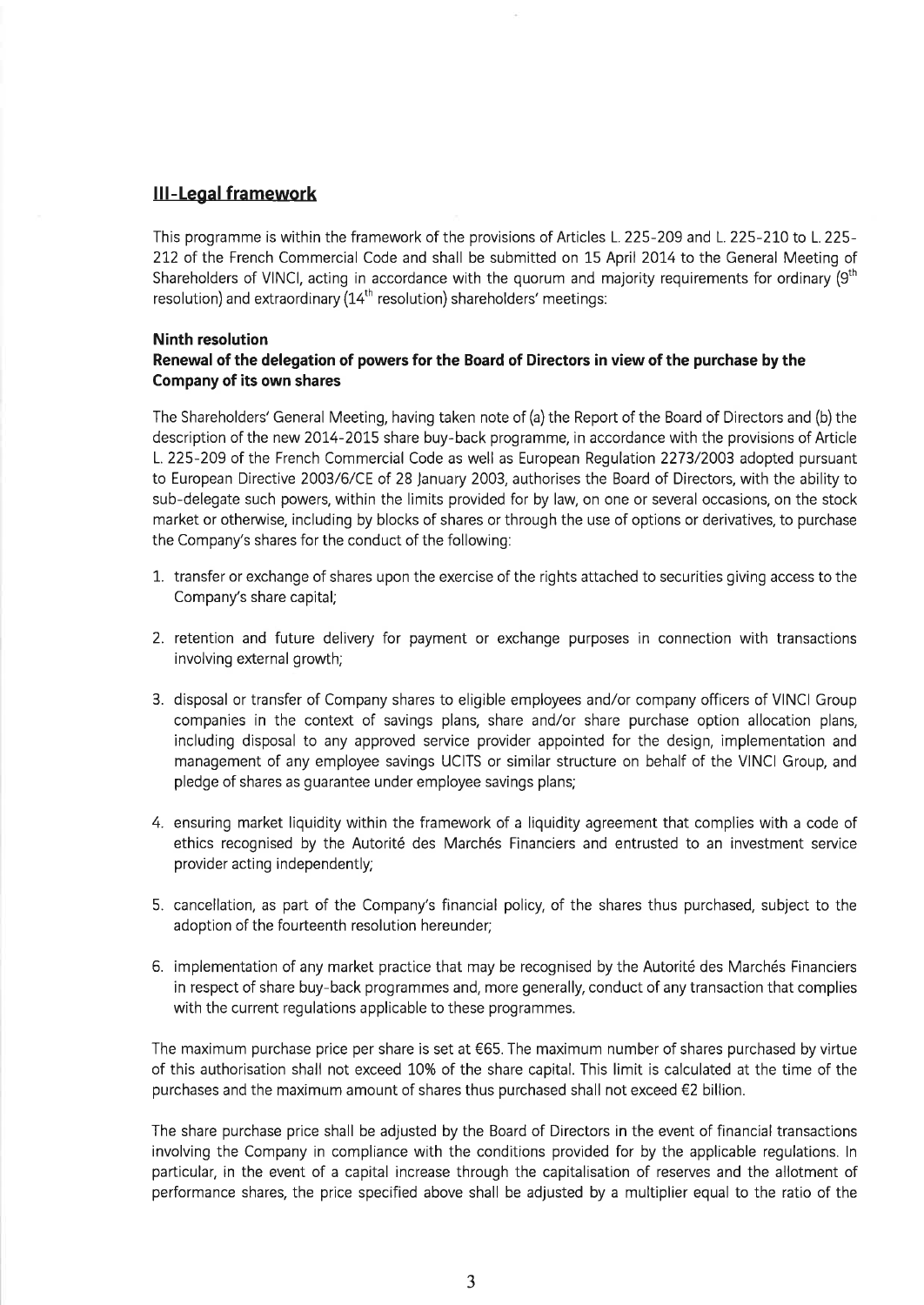## III-Legal framework

This programme is within the framework of the provisions of Articles L. 225-209 and L. 225-210 to L. 225-212 of the French Commercial Code and shall be submitted on 15 April 2014 to the General Meeting of Shareholders of VINCI, acting in accordance with the quorum and majority requirements for ordinary (9th resolution) and extraordinary (14th resolution) shareholders' meetings:

### Ninth resolution

### Renewal of the delegation of powers for the Board of Directors in view of the purchase by the Company of its own shares

The Shareholders' General Meeting, having taken note of (a) the Report of the Board of Directors and (b) the description of the new 2014-2015 share buy-back programme, in accordance with the provisions of Article L. 225-209 of the French Commercial Code as well as European Regulation 2273/2003 adopted pursuant to European Directive 2003/6/CE of 28 January 2003, authorises the Board of Directors, with the ability to sub-delegate such powers, within the limits provided for by law, on one or several occasions, on the stock market or otherwise, including by blocks of shares or through the use of options or derivatives, to purchase the Company's shares for the conduct of the following:

1. transfer or exchange of shares upon the exercise of the rights attached to securities giving access to the Company's share capital;
2. retention and future delivery for payment or exchange purposes in connection with transactions involving external growth;
3. disposal or transfer of Company shares to eligible employees and/or company officers of VINCI Group companies in the context of savings plans, share and/or share purchase option allocation plans, including disposal to any approved service provider appointed for the design, implementation and management of any employee savings UCITS or similar structure on behalf of the VINCI Group, and pledge of shares as guarantee under employee savings plans;
4. ensuring market liquidity within the framework of a liquidity agreement that complies with a code of ethics recognised by the Autorité des Marchés Financiers and entrusted to an investment service provider acting independently;
5. cancellation, as part of the Company's financial policy, of the shares thus purchased, subject to the adoption of the fourteenth resolution hereunder;
6. implementation of any market practice that may be recognised by the Autorité des Marchés Financiers in respect of share buy-back programmes and, more generally, conduct of any transaction that complies with the current regulations applicable to these programmes.

The maximum purchase price per share is set at €65. The maximum number of shares purchased by virtue of this authorisation shall not exceed 10% of the share capital. This limit is calculated at the time of the purchases and the maximum amount of shares thus purchased shall not exceed €2 billion.

The share purchase price shall be adjusted by the Board of Directors in the event of financial transactions involving the Company in compliance with the conditions provided for by the applicable regulations. In particular, in the event of a capital increase through the capitalisation of reserves and the allotment of performance shares, the price specified above shall be adjusted by a multiplier equal to the ratio of the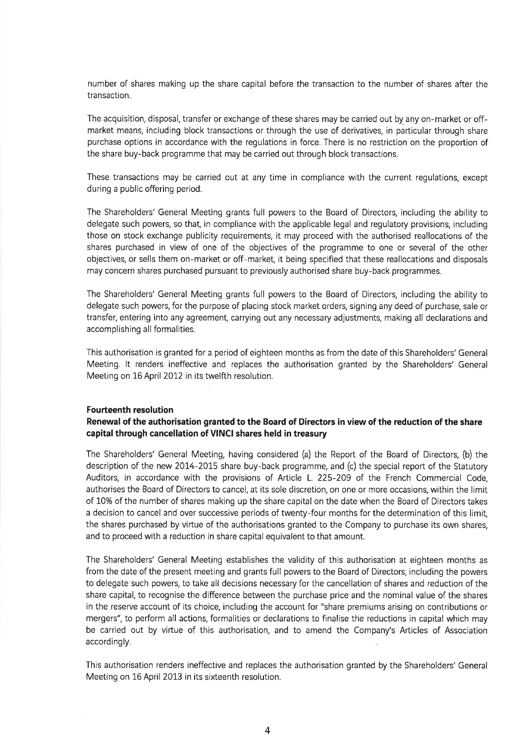number of shares making up the share capital before the transaction to the number of shares after the transaction.

The acquisition, disposal, transfer or exchange of these shares may be carried out by any on-market or off-market means, including block transactions or through the use of derivatives, in particular through share purchase options in accordance with the regulations in force. There is no restriction on the proportion of the share buy-back programme that may be carried out through block transactions.

These transactions may be carried out at any time in compliance with the current regulations, except during a public offering period.

The Shareholders' General Meeting grants full powers to the Board of Directors, including the ability to delegate such powers, so that, in compliance with the applicable legal and regulatory provisions, including those on stock exchange publicity requirements, it may proceed with the authorised reallocations of the shares purchased in view of one of the objectives of the programme to one or several of the other objectives, or sells them on-market or off-market, it being specified that these reallocations and disposals may concern shares purchased pursuant to previously authorised share buy-back programmes.

The Shareholders' General Meeting grants full powers to the Board of Directors, including the ability to delegate such powers, for the purpose of placing stock market orders, signing any deed of purchase, sale or transfer, entering into any agreement, carrying out any necessary adjustments, making all declarations and accomplishing all formalities.

This authorisation is granted for a period of eighteen months as from the date of this Shareholders' General Meeting. It renders ineffective and replaces the authorisation granted by the Shareholders' General Meeting on 16 April 2012 in its twelfth resolution.

**Fourteenth resolution**

**Renewal of the authorisation granted to the Board of Directors in view of the reduction of the share capital through cancellation of VINCI shares held in treasury**

The Shareholders' General Meeting, having considered (a) the Report of the Board of Directors, (b) the description of the new 2014-2015 share buy-back programme, and (c) the special report of the Statutory Auditors, in accordance with the provisions of Article L. 225-209 of the French Commercial Code, authorises the Board of Directors to cancel, at its sole discretion, on one or more occasions, within the limit of 10% of the number of shares making up the share capital on the date when the Board of Directors takes a decision to cancel and over successive periods of twenty-four months for the determination of this limit, the shares purchased by virtue of the authorisations granted to the Company to purchase its own shares, and to proceed with a reduction in share capital equivalent to that amount.

The Shareholders' General Meeting establishes the validity of this authorisation at eighteen months as from the date of the present meeting and grants full powers to the Board of Directors, including the powers to delegate such powers, to take all decisions necessary for the cancellation of shares and reduction of the share capital, to recognise the difference between the purchase price and the nominal value of the shares in the reserve account of its choice, including the account for "share premiums arising on contributions or mergers", to perform all actions, formalities or declarations to finalise the reductions in capital which may be carried out by virtue of this authorisation, and to amend the Company's Articles of Association accordingly.

This authorisation renders ineffective and replaces the authorisation granted by the Shareholders' General Meeting on 16 April 2013 in its sixteenth resolution.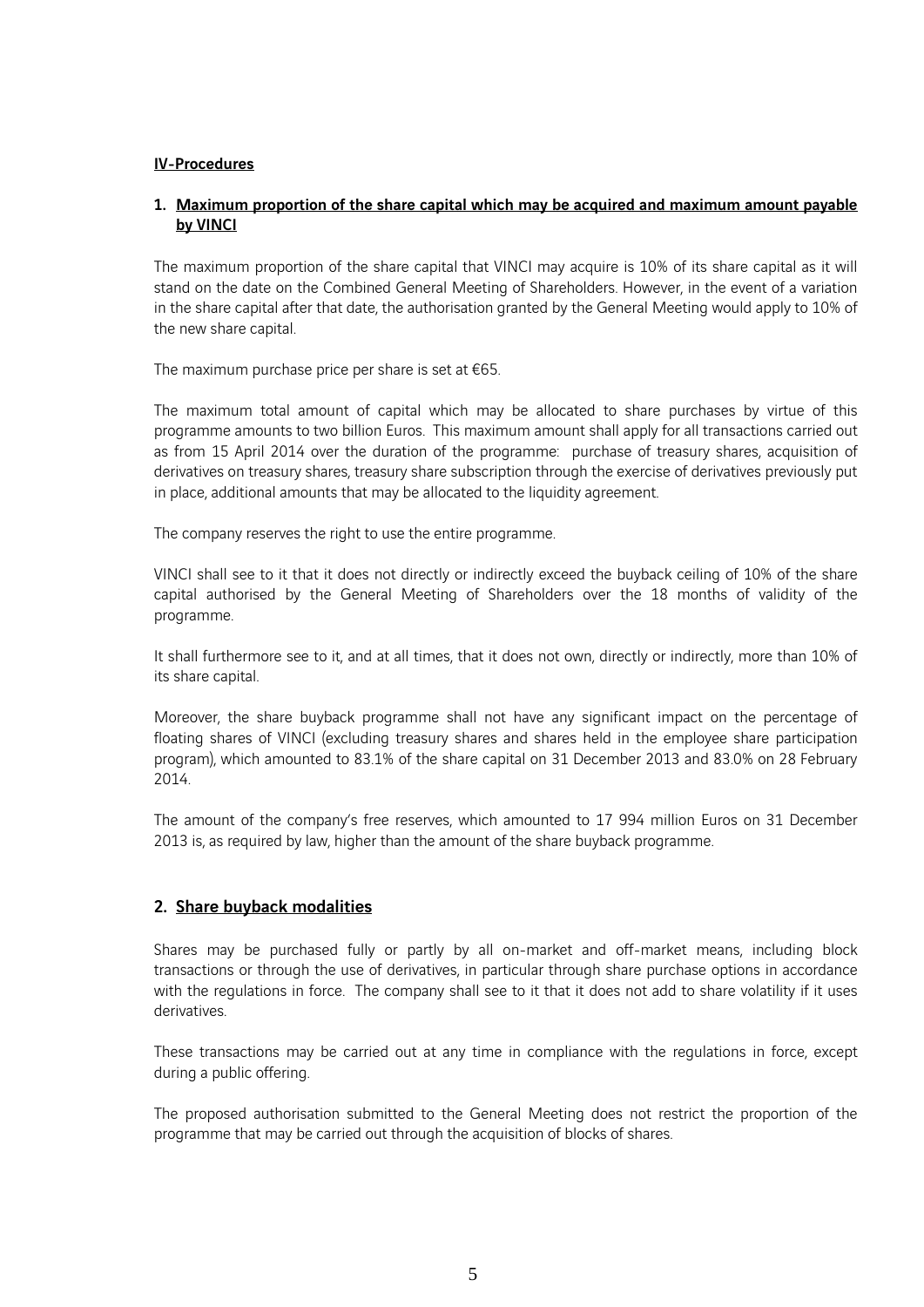## IV-Procedures

### 1. Maximum proportion of the share capital which may be acquired and maximum amount payable by VINCI

The maximum proportion of the share capital that VINCI may acquire is 10% of its share capital as it will stand on the date on the Combined General Meeting of Shareholders. However, in the event of a variation in the share capital after that date, the authorisation granted by the General Meeting would apply to 10% of the new share capital.

The maximum purchase price per share is set at €65.

The maximum total amount of capital which may be allocated to share purchases by virtue of this programme amounts to two billion Euros. This maximum amount shall apply for all transactions carried out as from 15 April 2014 over the duration of the programme: purchase of treasury shares, acquisition of derivatives on treasury shares, treasury share subscription through the exercise of derivatives previously put in place, additional amounts that may be allocated to the liquidity agreement.

The company reserves the right to use the entire programme.

VINCI shall see to it that it does not directly or indirectly exceed the buyback ceiling of 10% of the share capital authorised by the General Meeting of Shareholders over the 18 months of validity of the programme.

It shall furthermore see to it, and at all times, that it does not own, directly or indirectly, more than 10% of its share capital.

Moreover, the share buyback programme shall not have any significant impact on the percentage of floating shares of VINCI (excluding treasury shares and shares held in the employee share participation program), which amounted to 83.1% of the share capital on 31 December 2013 and 83.0% on 28 February 2014.

The amount of the company's free reserves, which amounted to 17 994 million Euros on 31 December 2013 is, as required by law, higher than the amount of the share buyback programme.

### 2. Share buyback modalities

Shares may be purchased fully or partly by all on-market and off-market means, including block transactions or through the use of derivatives, in particular through share purchase options in accordance with the regulations in force. The company shall see to it that it does not add to share volatility if it uses derivatives.

These transactions may be carried out at any time in compliance with the regulations in force, except during a public offering.

The proposed authorisation submitted to the General Meeting does not restrict the proportion of the programme that may be carried out through the acquisition of blocks of shares.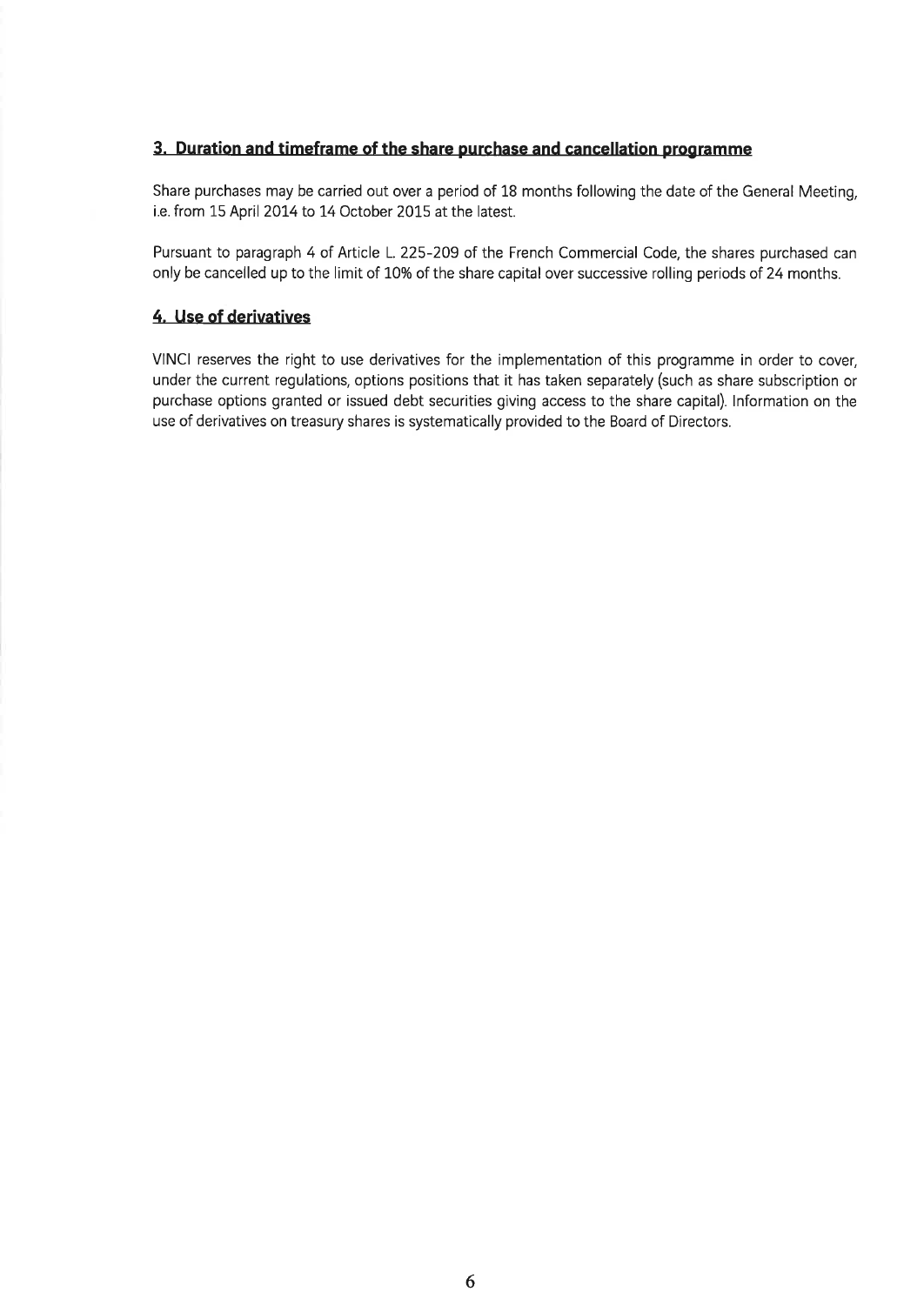## 3. Duration and timeframe of the share purchase and cancellation programme

Share purchases may be carried out over a period of 18 months following the date of the General Meeting, i.e. from 15 April 2014 to 14 October 2015 at the latest.

Pursuant to paragraph 4 of Article L. 225-209 of the French Commercial Code, the shares purchased can only be cancelled up to the limit of 10% of the share capital over successive rolling periods of 24 months.

## 4. Use of derivatives

VINCI reserves the right to use derivatives for the implementation of this programme in order to cover, under the current regulations, options positions that it has taken separately (such as share subscription or purchase options granted or issued debt securities giving access to the share capital). Information on the use of derivatives on treasury shares is systematically provided to the Board of Directors.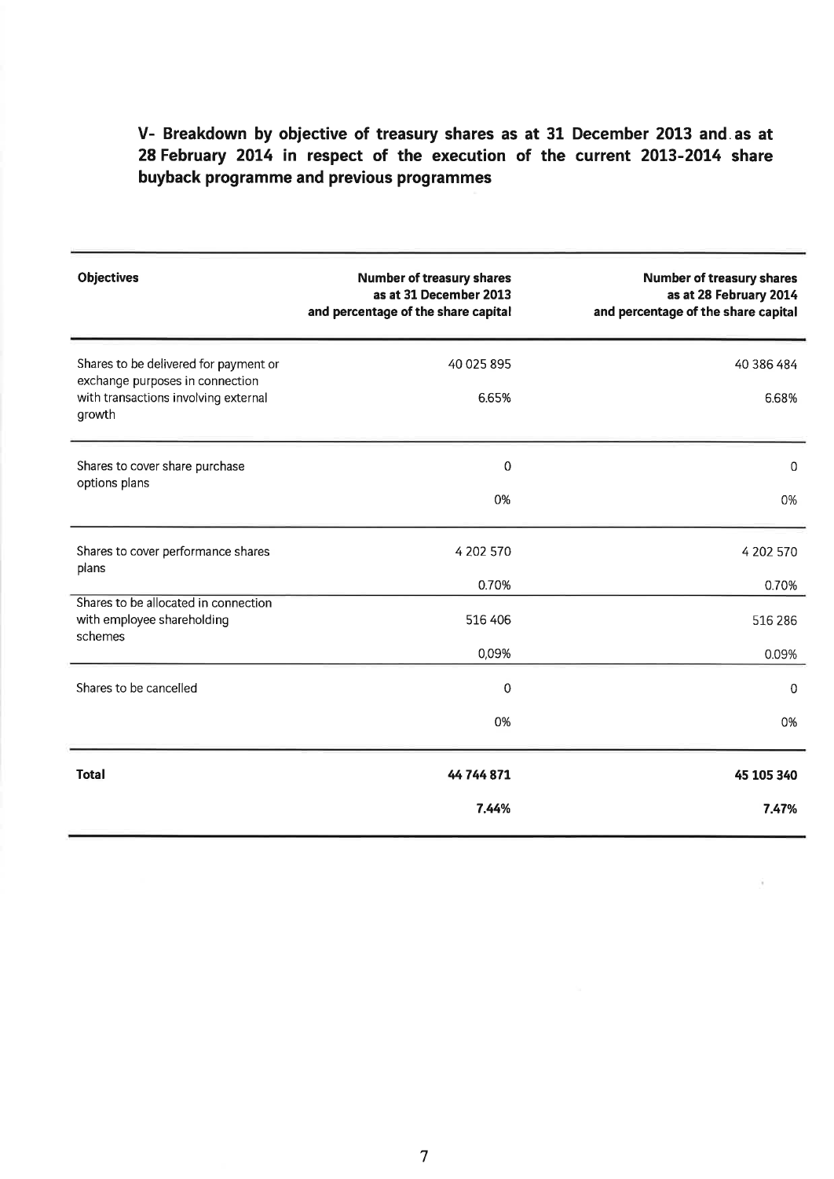## V- Breakdown by objective of treasury shares as at 31 December 2013 and as at 28 February 2014 in respect of the execution of the current 2013-2014 share buyback programme and previous programmes

| Objectives | Number of treasury shares as at 31 December 2013 and percentage of the share capital | Number of treasury shares as at 28 February 2014 and percentage of the share capital |
|---|---|---|
| Shares to be delivered for payment or exchange purposes in connection with transactions involving external growth | 40 025 895<br>6.65% | 40 386 484<br>6.68% |
| Shares to cover share purchase options plans | 0<br>0% | 0<br>0% |
| Shares to cover performance shares plans | 4 202 570<br>0.70% | 4 202 570<br>0.70% |
| Shares to be allocated in connection with employee shareholding schemes | 516 406<br>0,09% | 516 286<br>0.09% |
| Shares to be cancelled | 0<br>0% | 0<br>0% |
| **Total** | **44 744 871**<br>**7.44%** | **45 105 340**<br>**7.47%** |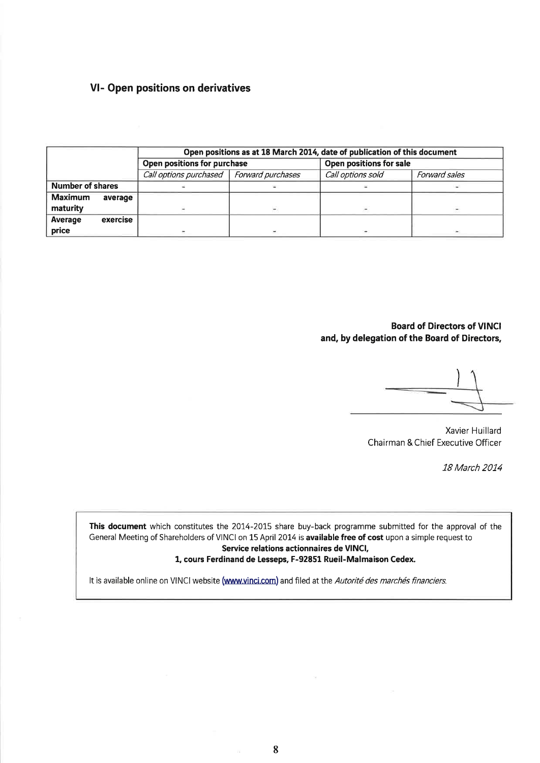## VI- Open positions on derivatives

| | Open positions as at 18 March 2014, date of publication of this document | | | |
|---|---|---|---|---|
| | Open positions for purchase | | Open positions for sale | |
| | *Call options purchased* | *Forward purchases* | *Call options sold* | *Forward sales* |
| **Number of shares** | - | - | - | - |
| **Maximum average maturity** | - | - | - | - |
| **Average exercise price** | - | - | - | - |

**Board of Directors of VINCI**
**and, by delegation of the Board of Directors,**

Xavier Huillard
Chairman & Chief Executive Officer

*18 March 2014*

**This document** which constitutes the 2014-2015 share buy-back programme submitted for the approval of the General Meeting of Shareholders of VINCI on 15 April 2014 is **available free of cost** upon a simple request to
**Service relations actionnaires de VINCI,**
**1, cours Ferdinand de Lesseps, F-92851 Rueil-Malmaison Cedex.**

It is available online on VINCI website (www.vinci.com) and filed at the *Autorité des marchés financiers*.